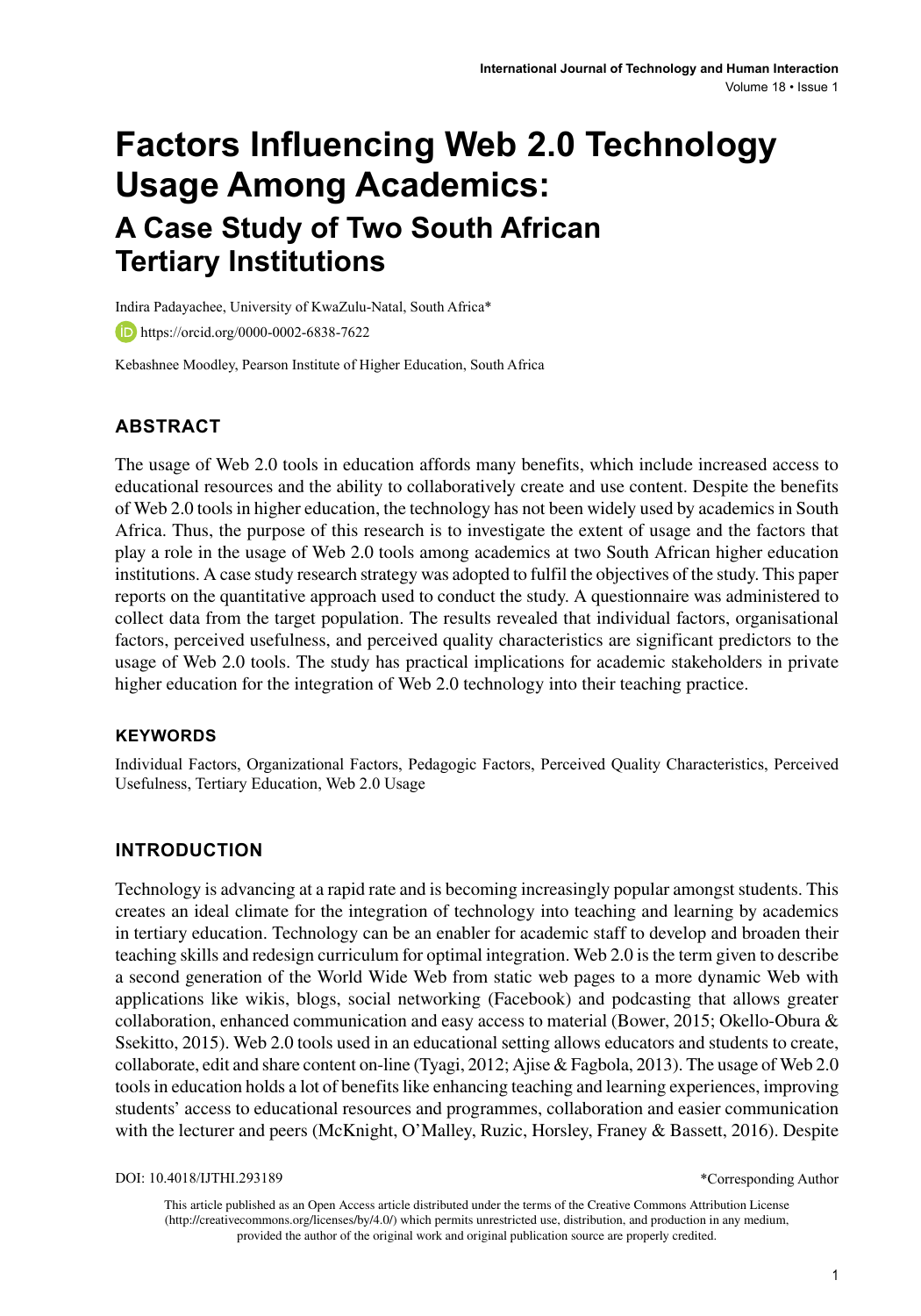# Factors Influencing Web 2.0 Technology Usage Among Academics:

## A Case Study of Two South African Tertiary Institutions

Indira Padayachee, University of KwaZulu-Natal, South Africa*

https://orcid.org/0000-0002-6838-7622

Kebashnee Moodley, Pearson Institute of Higher Education, South Africa

### ABSTRACT

The usage of Web 2.0 tools in education affords many benefits, which include increased access to educational resources and the ability to collaboratively create and use content. Despite the benefits of Web 2.0 tools in higher education, the technology has not been widely used by academics in South Africa. Thus, the purpose of this research is to investigate the extent of usage and the factors that play a role in the usage of Web 2.0 tools among academics at two South African higher education institutions. A case study research strategy was adopted to fulfil the objectives of the study. This paper reports on the quantitative approach used to conduct the study. A questionnaire was administered to collect data from the target population. The results revealed that individual factors, organisational factors, perceived usefulness, and perceived quality characteristics are significant predictors to the usage of Web 2.0 tools. The study has practical implications for academic stakeholders in private higher education for the integration of Web 2.0 technology into their teaching practice.

#### KEYWORDS

Individual Factors, Organizational Factors, Pedagogic Factors, Perceived Quality Characteristics, Perceived Usefulness, Tertiary Education, Web 2.0 Usage

### INTRODUCTION

Technology is advancing at a rapid rate and is becoming increasingly popular amongst students. This creates an ideal climate for the integration of technology into teaching and learning by academics in tertiary education. Technology can be an enabler for academic staff to develop and broaden their teaching skills and redesign curriculum for optimal integration. Web 2.0 is the term given to describe a second generation of the World Wide Web from static web pages to a more dynamic Web with applications like wikis, blogs, social networking (Facebook) and podcasting that allows greater collaboration, enhanced communication and easy access to material (Bower, 2015; Okello-Obura & Ssekitto, 2015). Web 2.0 tools used in an educational setting allows educators and students to create, collaborate, edit and share content on-line (Tyagi, 2012; Ajise & Fagbola, 2013). The usage of Web 2.0 tools in education holds a lot of benefits like enhancing teaching and learning experiences, improving students' access to educational resources and programmes, collaboration and easier communication with the lecturer and peers (McKnight, O'Malley, Ruzic, Horsley, Franey & Bassett, 2016). Despite

DOI: 10.4018/IJTHI.293189

*Corresponding Author

This article published as an Open Access article distributed under the terms of the Creative Commons Attribution License (http://creativecommons.org/licenses/by/4.0/) which permits unrestricted use, distribution, and production in any medium, provided the author of the original work and original publication source are properly credited.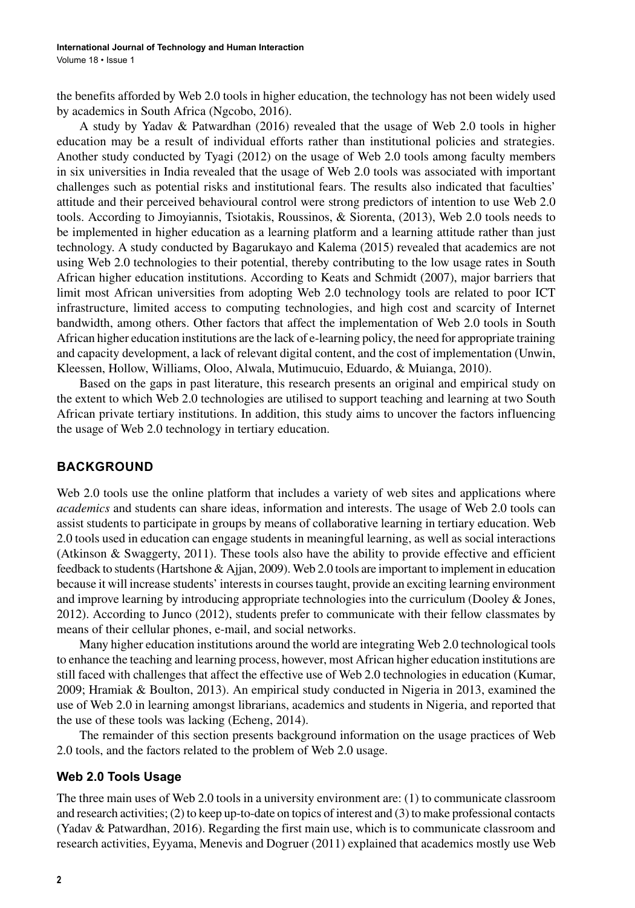the benefits afforded by Web 2.0 tools in higher education, the technology has not been widely used by academics in South Africa (Ngcobo, 2016).

A study by Yadav & Patwardhan (2016) revealed that the usage of Web 2.0 tools in higher education may be a result of individual efforts rather than institutional policies and strategies. Another study conducted by Tyagi (2012) on the usage of Web 2.0 tools among faculty members in six universities in India revealed that the usage of Web 2.0 tools was associated with important challenges such as potential risks and institutional fears. The results also indicated that faculties' attitude and their perceived behavioural control were strong predictors of intention to use Web 2.0 tools. According to Jimoyiannis, Tsiotakis, Roussinos, & Siorenta, (2013), Web 2.0 tools needs to be implemented in higher education as a learning platform and a learning attitude rather than just technology. A study conducted by Bagarukayo and Kalema (2015) revealed that academics are not using Web 2.0 technologies to their potential, thereby contributing to the low usage rates in South African higher education institutions. According to Keats and Schmidt (2007), major barriers that limit most African universities from adopting Web 2.0 technology tools are related to poor ICT infrastructure, limited access to computing technologies, and high cost and scarcity of Internet bandwidth, among others. Other factors that affect the implementation of Web 2.0 tools in South African higher education institutions are the lack of e-learning policy, the need for appropriate training and capacity development, a lack of relevant digital content, and the cost of implementation (Unwin, Kleessen, Hollow, Williams, Oloo, Alwala, Mutimucuio, Eduardo, & Muianga, 2010).

Based on the gaps in past literature, this research presents an original and empirical study on the extent to which Web 2.0 technologies are utilised to support teaching and learning at two South African private tertiary institutions. In addition, this study aims to uncover the factors influencing the usage of Web 2.0 technology in tertiary education.

## BACKGROUND

Web 2.0 tools use the online platform that includes a variety of web sites and applications where *academics* and students can share ideas, information and interests. The usage of Web 2.0 tools can assist students to participate in groups by means of collaborative learning in tertiary education. Web 2.0 tools used in education can engage students in meaningful learning, as well as social interactions (Atkinson & Swaggerty, 2011). These tools also have the ability to provide effective and efficient feedback to students (Hartshone & Ajjan, 2009). Web 2.0 tools are important to implement in education because it will increase students' interests in courses taught, provide an exciting learning environment and improve learning by introducing appropriate technologies into the curriculum (Dooley & Jones, 2012). According to Junco (2012), students prefer to communicate with their fellow classmates by means of their cellular phones, e-mail, and social networks.

Many higher education institutions around the world are integrating Web 2.0 technological tools to enhance the teaching and learning process, however, most African higher education institutions are still faced with challenges that affect the effective use of Web 2.0 technologies in education (Kumar, 2009; Hramiak & Boulton, 2013). An empirical study conducted in Nigeria in 2013, examined the use of Web 2.0 in learning amongst librarians, academics and students in Nigeria, and reported that the use of these tools was lacking (Echeng, 2014).

The remainder of this section presents background information on the usage practices of Web 2.0 tools, and the factors related to the problem of Web 2.0 usage.

### Web 2.0 Tools Usage

The three main uses of Web 2.0 tools in a university environment are: (1) to communicate classroom and research activities; (2) to keep up-to-date on topics of interest and (3) to make professional contacts (Yadav & Patwardhan, 2016). Regarding the first main use, which is to communicate classroom and research activities, Eyyama, Menevis and Dogruer (2011) explained that academics mostly use Web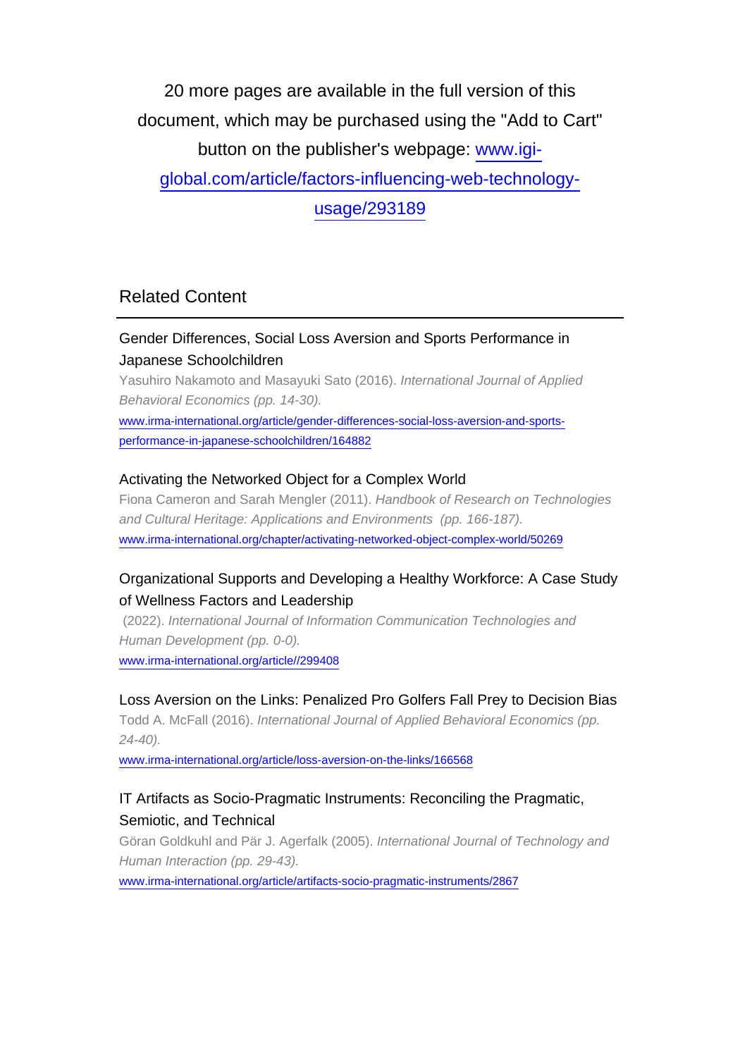20 more pages are available in the full version of this document, which may be purchased using the "Add to Cart" button on the publisher's webpage: www.igi-global.com/article/factors-influencing-web-technology-usage/293189

## Related Content

### Gender Differences, Social Loss Aversion and Sports Performance in Japanese Schoolchildren

Yasuhiro Nakamoto and Masayuki Sato (2016). *International Journal of Applied Behavioral Economics (pp. 14-30).*

www.irma-international.org/article/gender-differences-social-loss-aversion-and-sports-performance-in-japanese-schoolchildren/164882

### Activating the Networked Object for a Complex World

Fiona Cameron and Sarah Mengler (2011). *Handbook of Research on Technologies and Cultural Heritage: Applications and Environments (pp. 166-187).*

www.irma-international.org/chapter/activating-networked-object-complex-world/50269

### Organizational Supports and Developing a Healthy Workforce: A Case Study of Wellness Factors and Leadership

(2022). *International Journal of Information Communication Technologies and Human Development (pp. 0-0).*

www.irma-international.org/article//299408

### Loss Aversion on the Links: Penalized Pro Golfers Fall Prey to Decision Bias

Todd A. McFall (2016). *International Journal of Applied Behavioral Economics (pp. 24-40).*

www.irma-international.org/article/loss-aversion-on-the-links/166568

### IT Artifacts as Socio-Pragmatic Instruments: Reconciling the Pragmatic, Semiotic, and Technical

Göran Goldkuhl and Pär J. Agerfalk (2005). *International Journal of Technology and Human Interaction (pp. 29-43).*

www.irma-international.org/article/artifacts-socio-pragmatic-instruments/2867